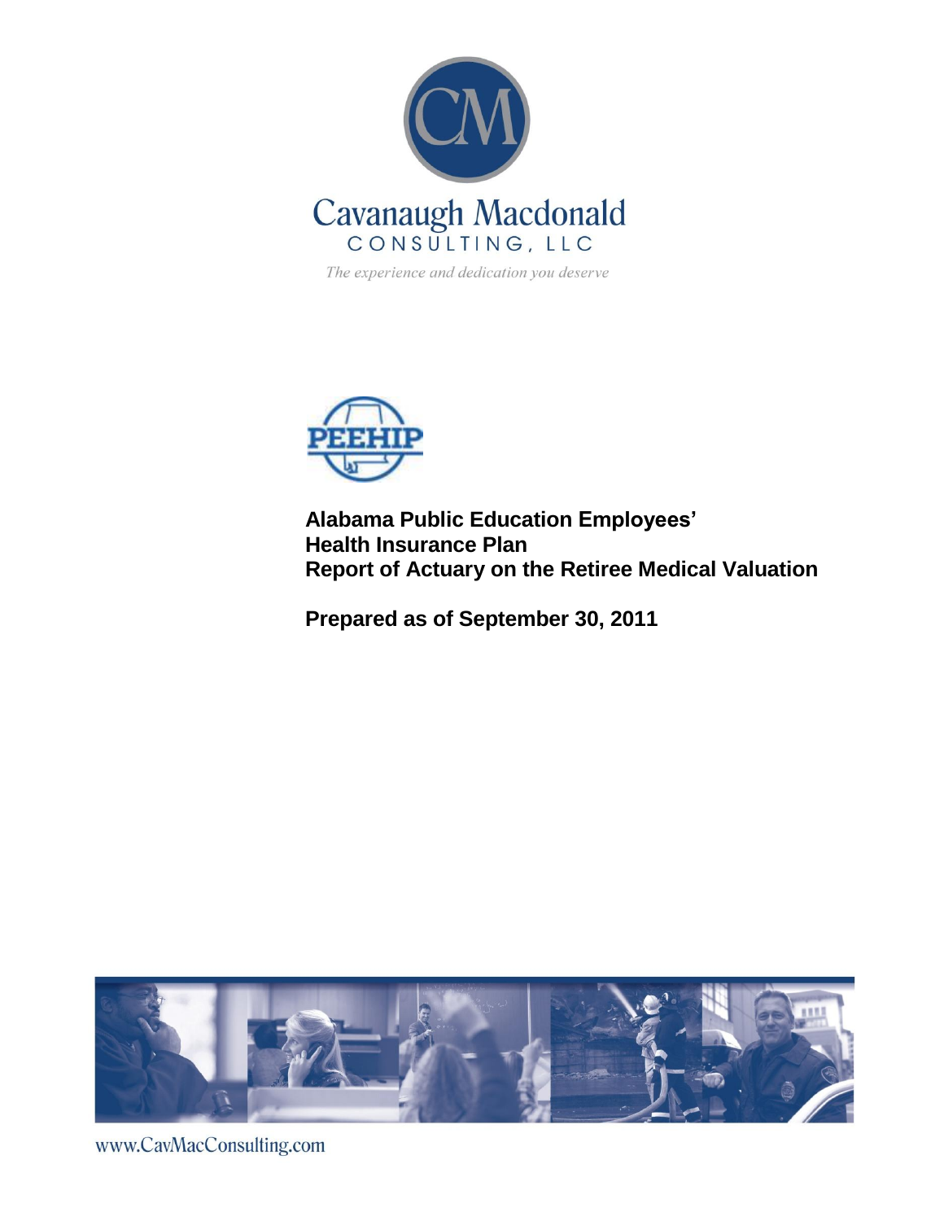Cavanaugh Macdonald

CONSULTING, LLC

*The experience and dedication you deserve*

PEEHIP

# Alabama Public Education Employees' Health Insurance Plan Report of Actuary on the Retiree Medical Valuation

## Prepared as of September 30, 2011

www.CavMacConsulting.com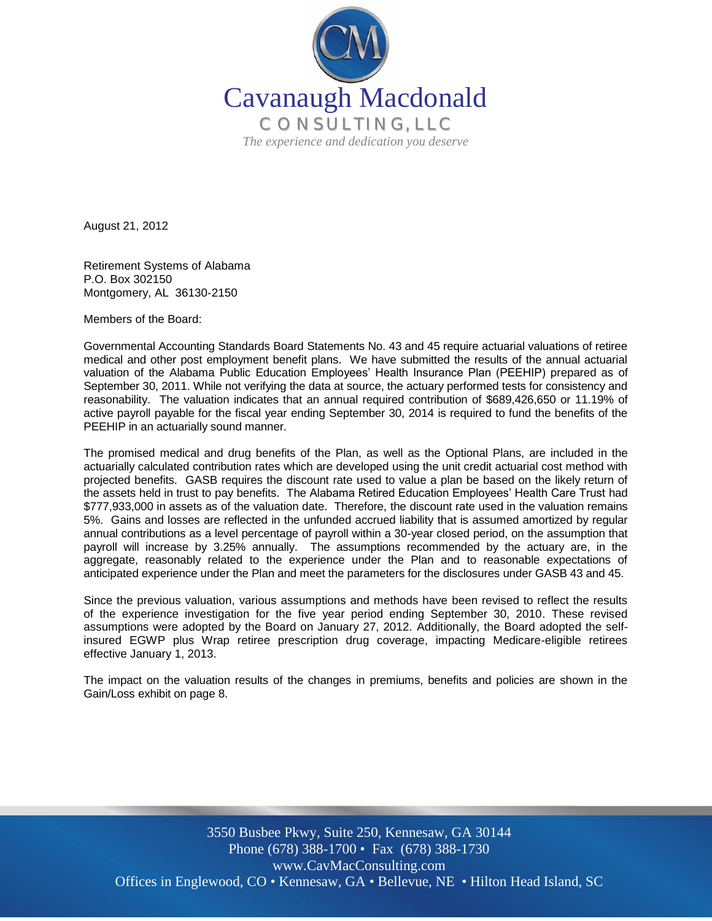Cavanaugh Macdonald

CONSULTING, LLC

*The experience and dedication you deserve*

August 21, 2012

Retirement Systems of Alabama
P.O. Box 302150
Montgomery, AL 36130-2150

Members of the Board:

Governmental Accounting Standards Board Statements No. 43 and 45 require actuarial valuations of retiree medical and other post employment benefit plans. We have submitted the results of the annual actuarial valuation of the Alabama Public Education Employees' Health Insurance Plan (PEEHIP) prepared as of September 30, 2011. While not verifying the data at source, the actuary performed tests for consistency and reasonability. The valuation indicates that an annual required contribution of $689,426,650 or 11.19% of active payroll payable for the fiscal year ending September 30, 2014 is required to fund the benefits of the PEEHIP in an actuarially sound manner.

The promised medical and drug benefits of the Plan, as well as the Optional Plans, are included in the actuarially calculated contribution rates which are developed using the unit credit actuarial cost method with projected benefits. GASB requires the discount rate used to value a plan be based on the likely return of the assets held in trust to pay benefits. The Alabama Retired Education Employees' Health Care Trust had $777,933,000 in assets as of the valuation date. Therefore, the discount rate used in the valuation remains 5%. Gains and losses are reflected in the unfunded accrued liability that is assumed amortized by regular annual contributions as a level percentage of payroll within a 30-year closed period, on the assumption that payroll will increase by 3.25% annually. The assumptions recommended by the actuary are, in the aggregate, reasonably related to the experience under the Plan and to reasonable expectations of anticipated experience under the Plan and meet the parameters for the disclosures under GASB 43 and 45.

Since the previous valuation, various assumptions and methods have been revised to reflect the results of the experience investigation for the five year period ending September 30, 2010. These revised assumptions were adopted by the Board on January 27, 2012. Additionally, the Board adopted the self-insured EGWP plus Wrap retiree prescription drug coverage, impacting Medicare-eligible retirees effective January 1, 2013.

The impact on the valuation results of the changes in premiums, benefits and policies are shown in the Gain/Loss exhibit on page 8.

3550 Busbee Pkwy, Suite 250, Kennesaw, GA 30144
Phone (678) 388-1700 • Fax (678) 388-1730
www.CavMacConsulting.com
Offices in Englewood, CO • Kennesaw, GA • Bellevue, NE • Hilton Head Island, SC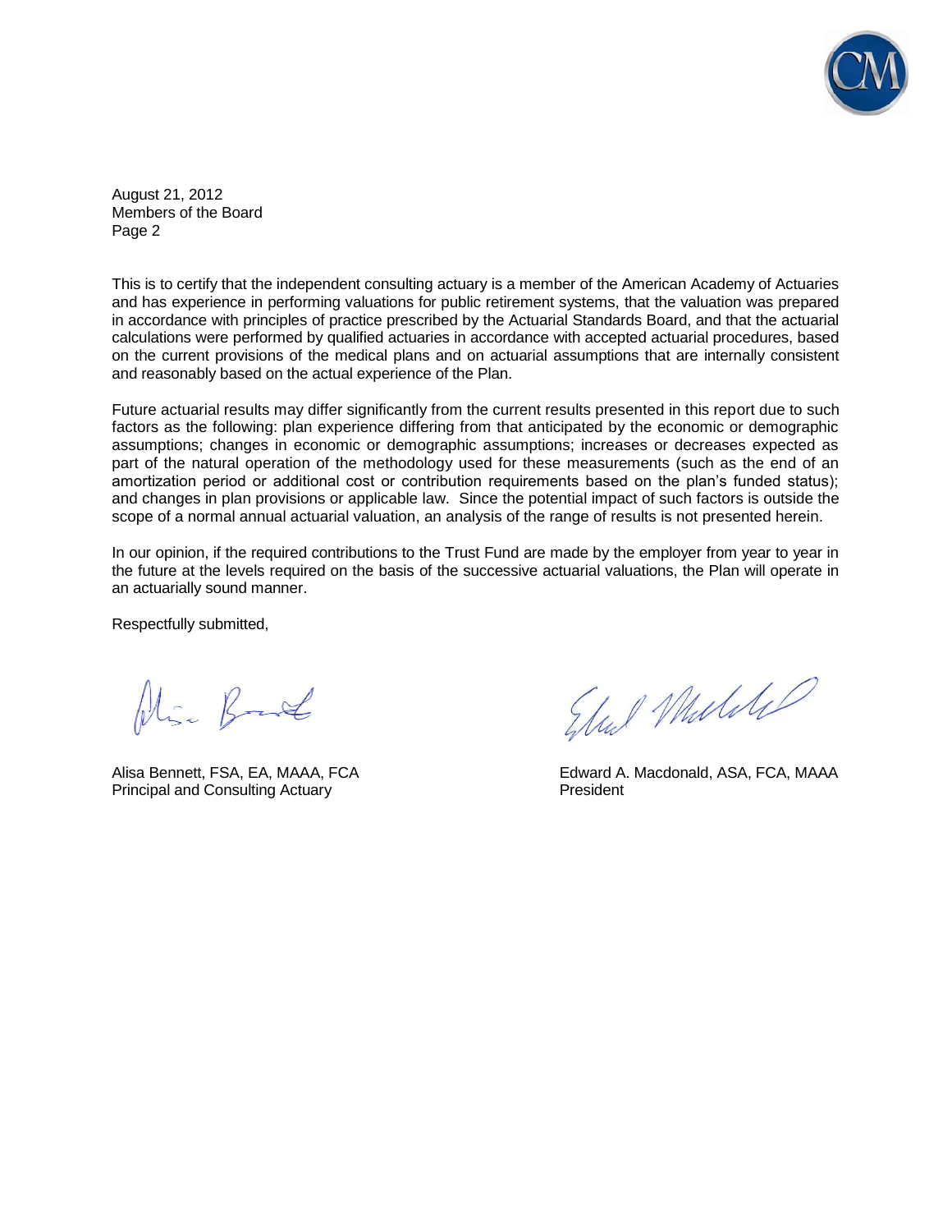August 21, 2012
Members of the Board
Page 2

This is to certify that the independent consulting actuary is a member of the American Academy of Actuaries and has experience in performing valuations for public retirement systems, that the valuation was prepared in accordance with principles of practice prescribed by the Actuarial Standards Board, and that the actuarial calculations were performed by qualified actuaries in accordance with accepted actuarial procedures, based on the current provisions of the medical plans and on actuarial assumptions that are internally consistent and reasonably based on the actual experience of the Plan.

Future actuarial results may differ significantly from the current results presented in this report due to such factors as the following: plan experience differing from that anticipated by the economic or demographic assumptions; changes in economic or demographic assumptions; increases or decreases expected as part of the natural operation of the methodology used for these measurements (such as the end of an amortization period or additional cost or contribution requirements based on the plan's funded status); and changes in plan provisions or applicable law. Since the potential impact of such factors is outside the scope of a normal annual actuarial valuation, an analysis of the range of results is not presented herein.

In our opinion, if the required contributions to the Trust Fund are made by the employer from year to year in the future at the levels required on the basis of the successive actuarial valuations, the Plan will operate in an actuarially sound manner.

Respectfully submitted,

Alisa Bennett, FSA, EA, MAAA, FCA
Principal and Consulting Actuary

Edward A. Macdonald, ASA, FCA, MAAA
President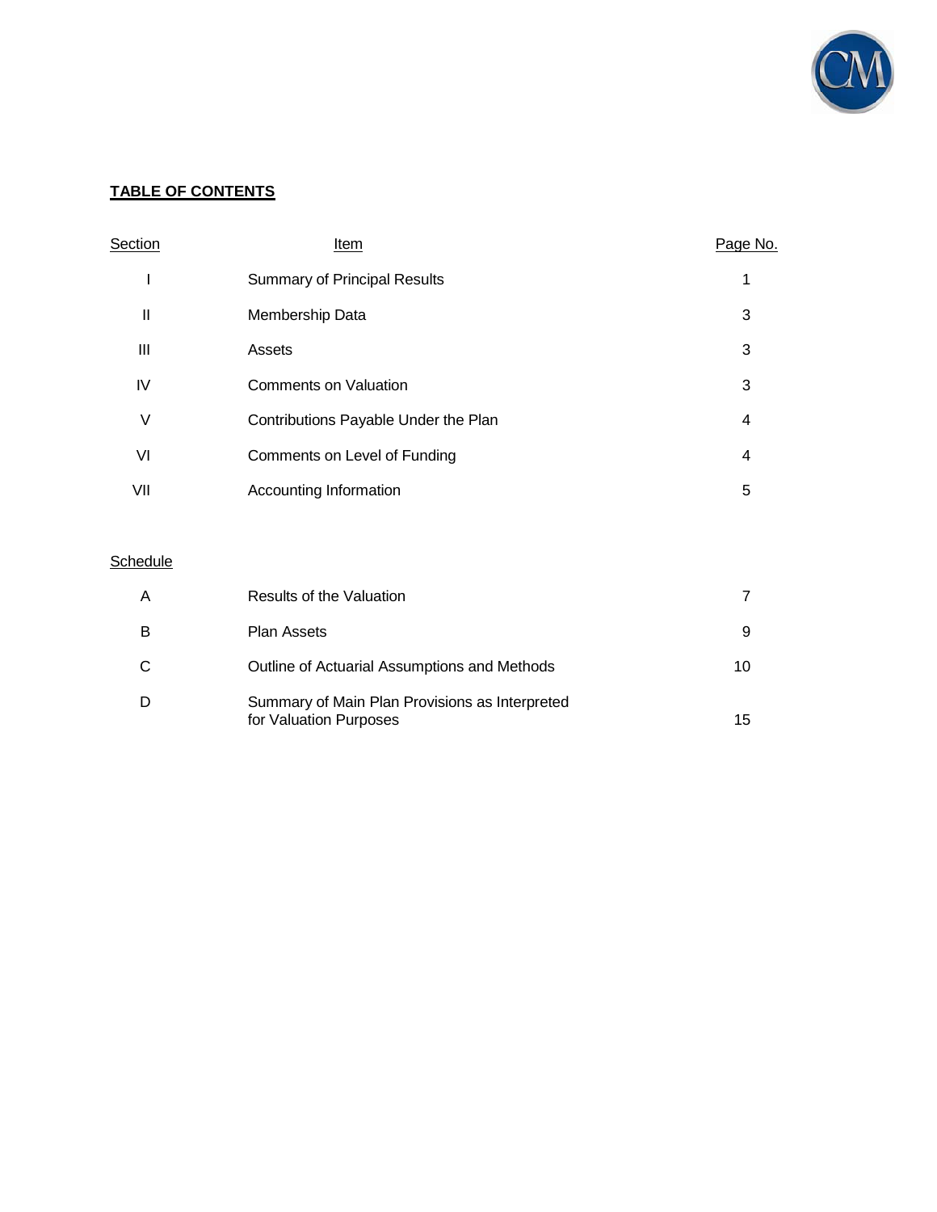## TABLE OF CONTENTS

| Section | Item | Page No. |
|---|---|---|
| I | Summary of Principal Results | 1 |
| II | Membership Data | 3 |
| III | Assets | 3 |
| IV | Comments on Valuation | 3 |
| V | Contributions Payable Under the Plan | 4 |
| VI | Comments on Level of Funding | 4 |
| VII | Accounting Information | 5 |

| Schedule | | |
|---|---|---|
| A | Results of the Valuation | 7 |
| B | Plan Assets | 9 |
| C | Outline of Actuarial Assumptions and Methods | 10 |
| D | Summary of Main Plan Provisions as Interpreted for Valuation Purposes | 15 |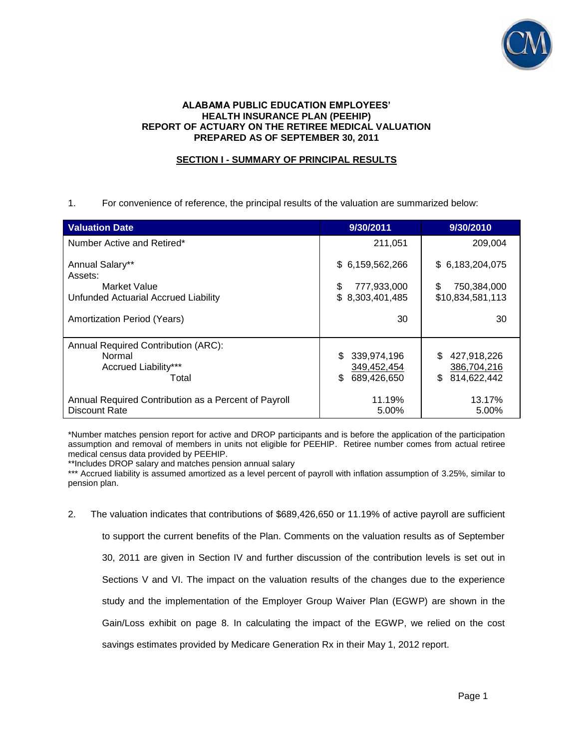**ALABAMA PUBLIC EDUCATION EMPLOYEES' HEALTH INSURANCE PLAN (PEEHIP)**
**REPORT OF ACTUARY ON THE RETIREE MEDICAL VALUATION**
**PREPARED AS OF SEPTEMBER 30, 2011**

## SECTION I - SUMMARY OF PRINCIPAL RESULTS

1. For convenience of reference, the principal results of the valuation are summarized below:

| Valuation Date | 9/30/2011 | 9/30/2010 |
|---|---|---|
| Number Active and Retired* | 211,051 | 209,004 |
| Annual Salary** | $ 6,159,562,266 | $ 6,183,204,075 |
| Assets: | | |
| Market Value | $ 777,933,000 | $ 750,384,000 |
| Unfunded Actuarial Accrued Liability | $ 8,303,401,485 | $10,834,581,113 |
| Amortization Period (Years) | 30 | 30 |
| Annual Required Contribution (ARC): | | |
| Normal | $ 339,974,196 | $ 427,918,226 |
| Accrued Liability*** | 349,452,454 | 386,704,216 |
| Total | $ 689,426,650 | $ 814,622,442 |
| Annual Required Contribution as a Percent of Payroll | 11.19% | 13.17% |
| Discount Rate | 5.00% | 5.00% |

*Number matches pension report for active and DROP participants and is before the application of the participation assumption and removal of members in units not eligible for PEEHIP. Retiree number comes from actual retiree medical census data provided by PEEHIP.

**Includes DROP salary and matches pension annual salary

*** Accrued liability is assumed amortized as a level percent of payroll with inflation assumption of 3.25%, similar to pension plan.

2. The valuation indicates that contributions of $689,426,650 or 11.19% of active payroll are sufficient to support the current benefits of the Plan. Comments on the valuation results as of September 30, 2011 are given in Section IV and further discussion of the contribution levels is set out in Sections V and VI. The impact on the valuation results of the changes due to the experience study and the implementation of the Employer Group Waiver Plan (EGWP) are shown in the Gain/Loss exhibit on page 8. In calculating the impact of the EGWP, we relied on the cost savings estimates provided by Medicare Generation Rx in their May 1, 2012 report.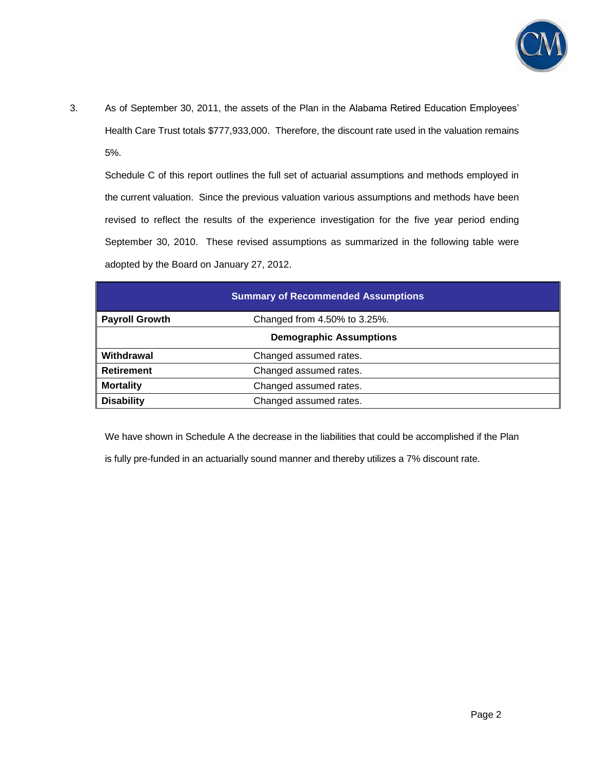3. As of September 30, 2011, the assets of the Plan in the Alabama Retired Education Employees' Health Care Trust totals $777,933,000. Therefore, the discount rate used in the valuation remains 5%.

   Schedule C of this report outlines the full set of actuarial assumptions and methods employed in the current valuation. Since the previous valuation various assumptions and methods have been revised to reflect the results of the experience investigation for the five year period ending September 30, 2010. These revised assumptions as summarized in the following table were adopted by the Board on January 27, 2012.

| Summary of Recommended Assumptions | |
|---|---|
| **Payroll Growth** | Changed from 4.50% to 3.25%. |
| **Demographic Assumptions** | |
| **Withdrawal** | Changed assumed rates. |
| **Retirement** | Changed assumed rates. |
| **Mortality** | Changed assumed rates. |
| **Disability** | Changed assumed rates. |

   We have shown in Schedule A the decrease in the liabilities that could be accomplished if the Plan is fully pre-funded in an actuarially sound manner and thereby utilizes a 7% discount rate.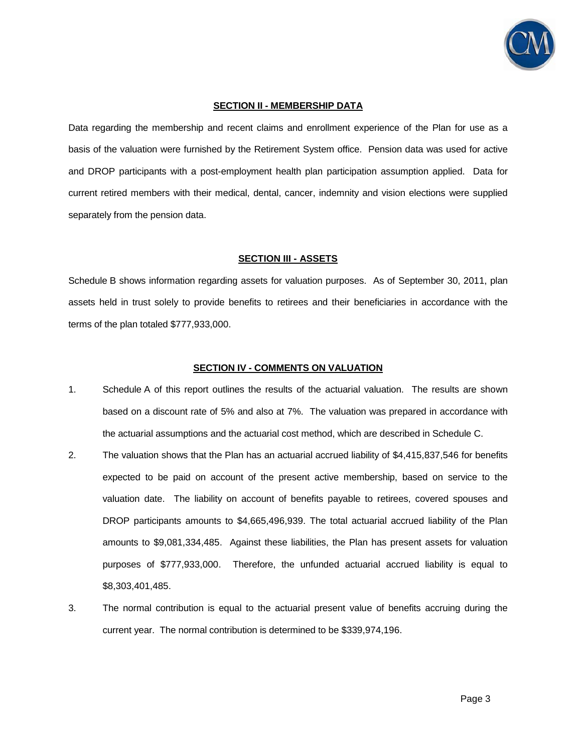## SECTION II - MEMBERSHIP DATA

Data regarding the membership and recent claims and enrollment experience of the Plan for use as a basis of the valuation were furnished by the Retirement System office. Pension data was used for active and DROP participants with a post-employment health plan participation assumption applied. Data for current retired members with their medical, dental, cancer, indemnity and vision elections were supplied separately from the pension data.

## SECTION III - ASSETS

Schedule B shows information regarding assets for valuation purposes. As of September 30, 2011, plan assets held in trust solely to provide benefits to retirees and their beneficiaries in accordance with the terms of the plan totaled $777,933,000.

## SECTION IV - COMMENTS ON VALUATION

1. Schedule A of this report outlines the results of the actuarial valuation. The results are shown based on a discount rate of 5% and also at 7%. The valuation was prepared in accordance with the actuarial assumptions and the actuarial cost method, which are described in Schedule C.

2. The valuation shows that the Plan has an actuarial accrued liability of $4,415,837,546 for benefits expected to be paid on account of the present active membership, based on service to the valuation date. The liability on account of benefits payable to retirees, covered spouses and DROP participants amounts to $4,665,496,939. The total actuarial accrued liability of the Plan amounts to $9,081,334,485. Against these liabilities, the Plan has present assets for valuation purposes of $777,933,000. Therefore, the unfunded actuarial accrued liability is equal to $8,303,401,485.

3. The normal contribution is equal to the actuarial present value of benefits accruing during the current year. The normal contribution is determined to be $339,974,196.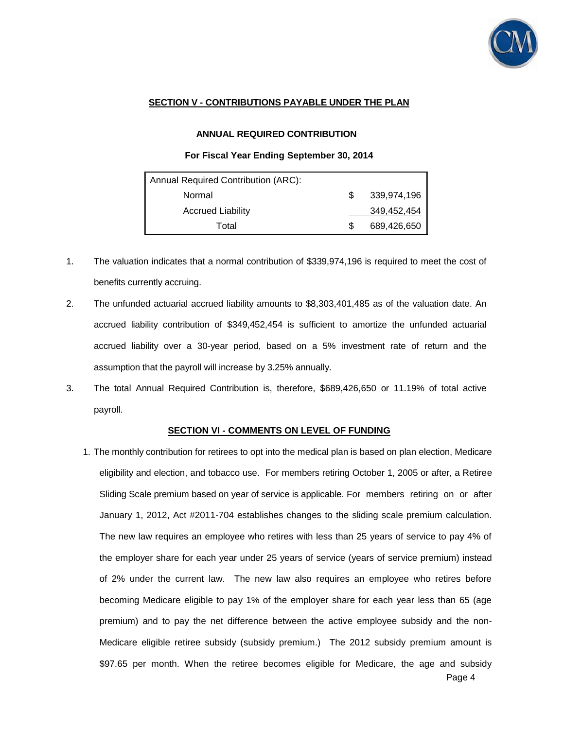## SECTION V - CONTRIBUTIONS PAYABLE UNDER THE PLAN

### ANNUAL REQUIRED CONTRIBUTION

### For Fiscal Year Ending September 30, 2014

| Annual Required Contribution (ARC): | | |
|---|---|---|
| Normal | $ | 339,974,196 |
| Accrued Liability | | 349,452,454 |
| Total | $ | 689,426,650 |

1. The valuation indicates that a normal contribution of $339,974,196 is required to meet the cost of benefits currently accruing.
2. The unfunded actuarial accrued liability amounts to $8,303,401,485 as of the valuation date. An accrued liability contribution of $349,452,454 is sufficient to amortize the unfunded actuarial accrued liability over a 30-year period, based on a 5% investment rate of return and the assumption that the payroll will increase by 3.25% annually.
3. The total Annual Required Contribution is, therefore, $689,426,650 or 11.19% of total active payroll.

## SECTION VI - COMMENTS ON LEVEL OF FUNDING

1. The monthly contribution for retirees to opt into the medical plan is based on plan election, Medicare eligibility and election, and tobacco use. For members retiring October 1, 2005 or after, a Retiree Sliding Scale premium based on year of service is applicable. For members retiring on or after January 1, 2012, Act #2011-704 establishes changes to the sliding scale premium calculation. The new law requires an employee who retires with less than 25 years of service to pay 4% of the employer share for each year under 25 years of service (years of service premium) instead of 2% under the current law. The new law also requires an employee who retires before becoming Medicare eligible to pay 1% of the employer share for each year less than 65 (age premium) and to pay the net difference between the active employee subsidy and the non-Medicare eligible retiree subsidy (subsidy premium.) The 2012 subsidy premium amount is $97.65 per month. When the retiree becomes eligible for Medicare, the age and subsidy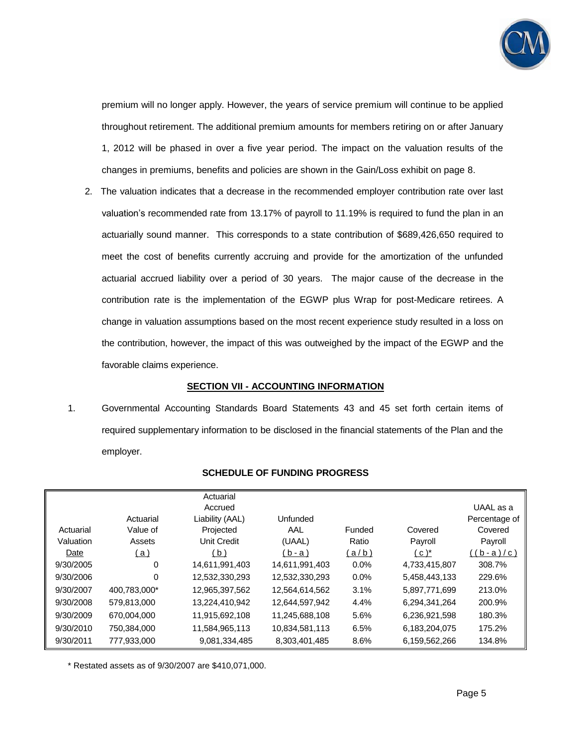premium will no longer apply. However, the years of service premium will continue to be applied throughout retirement. The additional premium amounts for members retiring on or after January 1, 2012 will be phased in over a five year period. The impact on the valuation results of the changes in premiums, benefits and policies are shown in the Gain/Loss exhibit on page 8.

2. The valuation indicates that a decrease in the recommended employer contribution rate over last valuation's recommended rate from 13.17% of payroll to 11.19% is required to fund the plan in an actuarially sound manner. This corresponds to a state contribution of $689,426,650 required to meet the cost of benefits currently accruing and provide for the amortization of the unfunded actuarial accrued liability over a period of 30 years. The major cause of the decrease in the contribution rate is the implementation of the EGWP plus Wrap for post-Medicare retirees. A change in valuation assumptions based on the most recent experience study resulted in a loss on the contribution, however, the impact of this was outweighed by the impact of the EGWP and the favorable claims experience.

## SECTION VII - ACCOUNTING INFORMATION

1. Governmental Accounting Standards Board Statements 43 and 45 set forth certain items of required supplementary information to be disclosed in the financial statements of the Plan and the employer.

### SCHEDULE OF FUNDING PROGRESS

| Actuarial Valuation Date | Actuarial Value of Assets (a) | Actuarial Accrued Liability (AAL) Projected Unit Credit (b) | Unfunded AAL (UAAL) (b - a) | Funded Ratio (a / b) | Covered Payroll (c)* | UAAL as a Percentage of Covered Payroll ((b - a) / c) |
|---|---|---|---|---|---|---|
| 9/30/2005 | 0 | 14,611,991,403 | 14,611,991,403 | 0.0% | 4,733,415,807 | 308.7% |
| 9/30/2006 | 0 | 12,532,330,293 | 12,532,330,293 | 0.0% | 5,458,443,133 | 229.6% |
| 9/30/2007 | 400,783,000* | 12,965,397,562 | 12,564,614,562 | 3.1% | 5,897,771,699 | 213.0% |
| 9/30/2008 | 579,813,000 | 13,224,410,942 | 12,644,597,942 | 4.4% | 6,294,341,264 | 200.9% |
| 9/30/2009 | 670,004,000 | 11,915,692,108 | 11,245,688,108 | 5.6% | 6,236,921,598 | 180.3% |
| 9/30/2010 | 750,384,000 | 11,584,965,113 | 10,834,581,113 | 6.5% | 6,183,204,075 | 175.2% |
| 9/30/2011 | 777,933,000 | 9,081,334,485 | 8,303,401,485 | 8.6% | 6,159,562,266 | 134.8% |

* Restated assets as of 9/30/2007 are $410,071,000.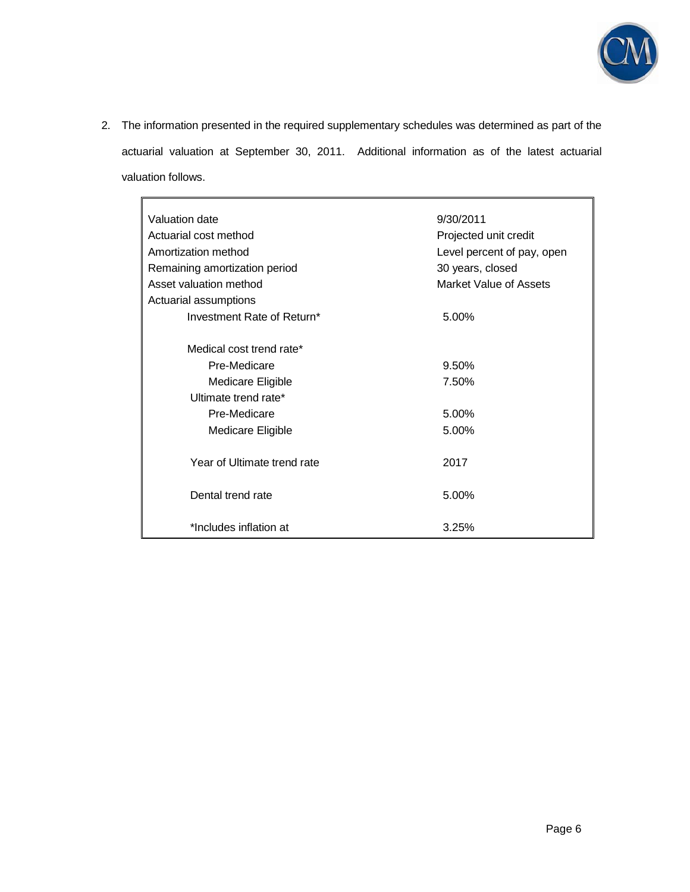2. The information presented in the required supplementary schedules was determined as part of the actuarial valuation at September 30, 2011. Additional information as of the latest actuarial valuation follows.

| | |
|---|---|
| Valuation date | 9/30/2011 |
| Actuarial cost method | Projected unit credit |
| Amortization method | Level percent of pay, open |
| Remaining amortization period | 30 years, closed |
| Asset valuation method | Market Value of Assets |
| Actuarial assumptions | |
| Investment Rate of Return* | 5.00% |
| Medical cost trend rate* | |
| Pre-Medicare | 9.50% |
| Medicare Eligible | 7.50% |
| Ultimate trend rate* | |
| Pre-Medicare | 5.00% |
| Medicare Eligible | 5.00% |
| Year of Ultimate trend rate | 2017 |
| Dental trend rate | 5.00% |
| *Includes inflation at | 3.25% |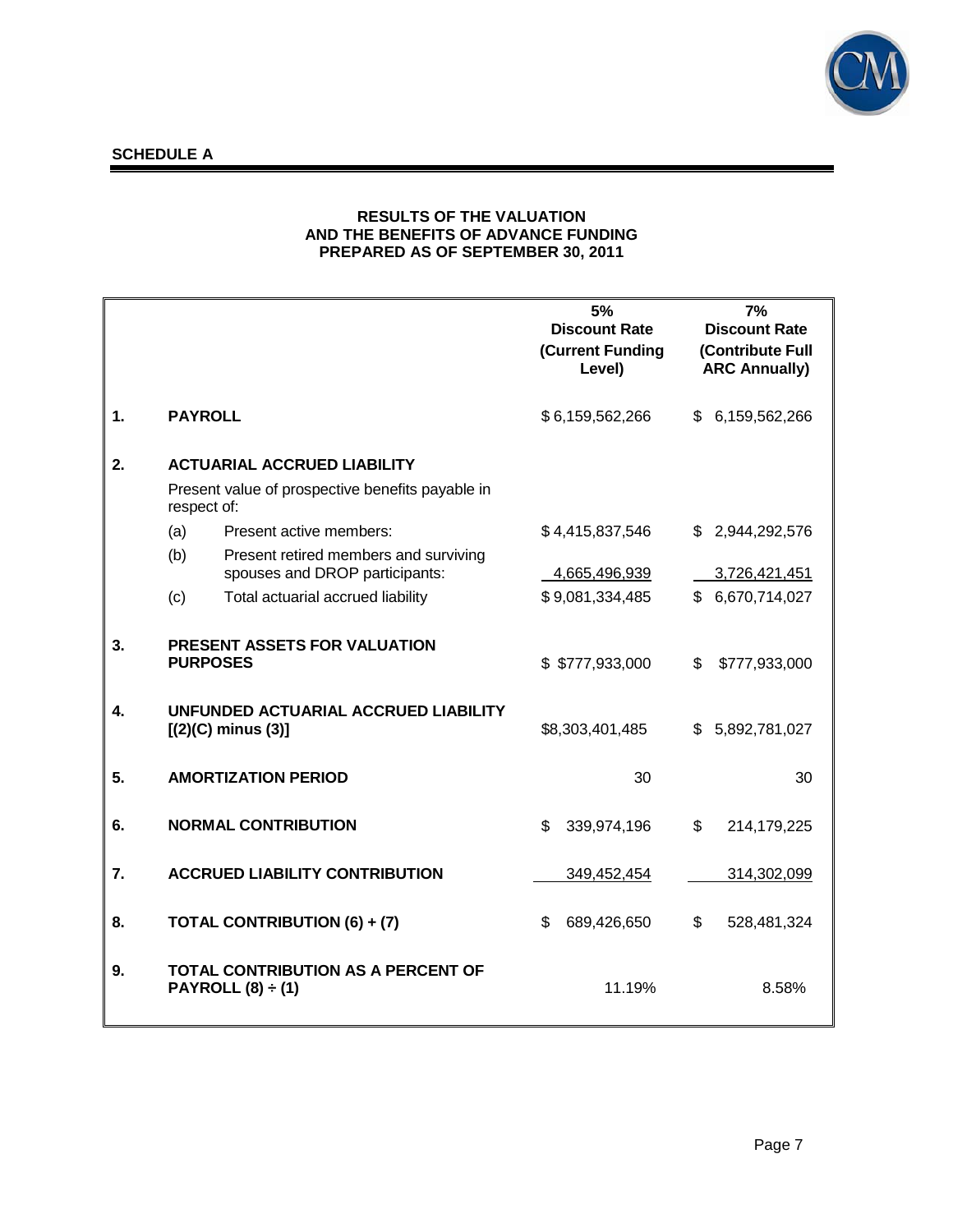**SCHEDULE A**

### RESULTS OF THE VALUATION AND THE BENEFITS OF ADVANCE FUNDING PREPARED AS OF SEPTEMBER 30, 2011

| | | | 5% Discount Rate (Current Funding Level) | 7% Discount Rate (Contribute Full ARC Annually) |
|---|---|---|---|---|
| 1. | **PAYROLL** | | $ 6,159,562,266 | $ 6,159,562,266 |
| 2. | **ACTUARIAL ACCRUED LIABILITY** | | | |
| | Present value of prospective benefits payable in respect of: | | | |
| | (a) | Present active members: | $ 4,415,837,546 | $ 2,944,292,576 |
| | (b) | Present retired members and surviving spouses and DROP participants: | 4,665,496,939 | 3,726,421,451 |
| | (c) | Total actuarial accrued liability | $ 9,081,334,485 | $ 6,670,714,027 |
| 3. | **PRESENT ASSETS FOR VALUATION PURPOSES** | | $ $777,933,000 | $ $777,933,000 |
| 4. | **UNFUNDED ACTUARIAL ACCRUED LIABILITY [(2)(C) minus (3)]** | | $8,303,401,485 | $ 5,892,781,027 |
| 5. | **AMORTIZATION PERIOD** | | 30 | 30 |
| 6. | **NORMAL CONTRIBUTION** | | $ 339,974,196 | $ 214,179,225 |
| 7. | **ACCRUED LIABILITY CONTRIBUTION** | | 349,452,454 | 314,302,099 |
| 8. | **TOTAL CONTRIBUTION (6) + (7)** | | $ 689,426,650 | $ 528,481,324 |
| 9. | **TOTAL CONTRIBUTION AS A PERCENT OF PAYROLL (8) ÷ (1)** | | 11.19% | 8.58% |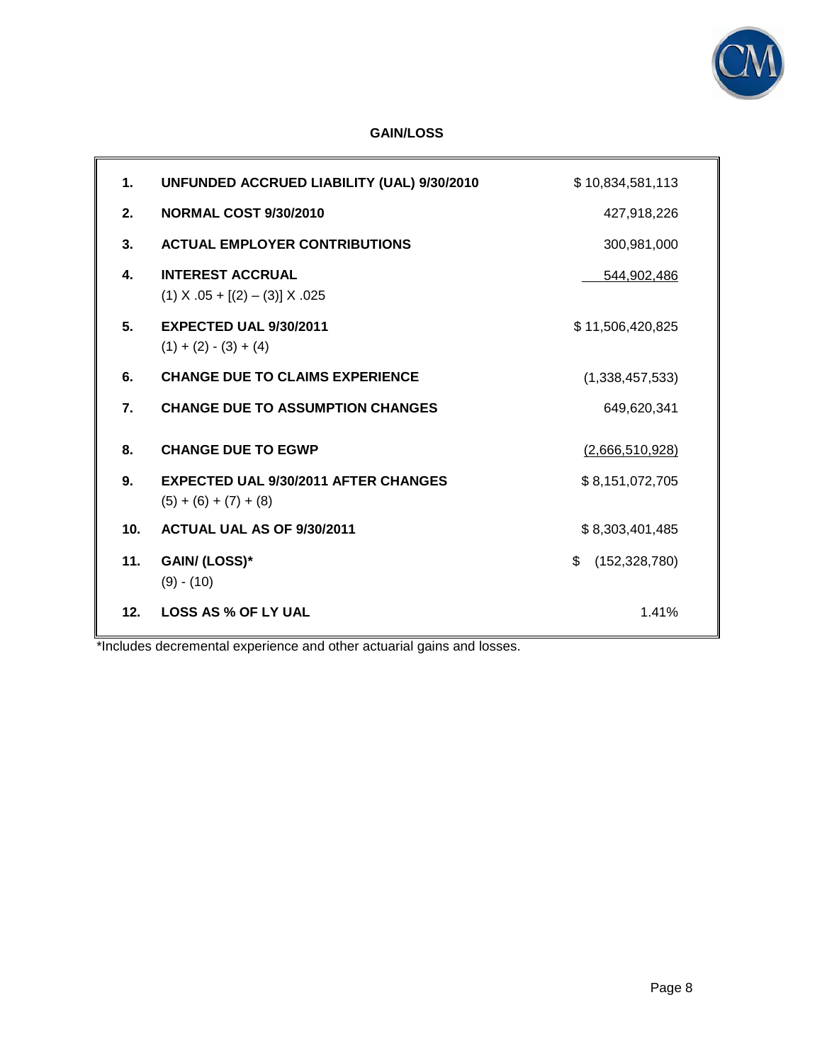## GAIN/LOSS

| | | |
|---|---|---|
| **1.** | **UNFUNDED ACCRUED LIABILITY (UAL) 9/30/2010** | $ 10,834,581,113 |
| **2.** | **NORMAL COST 9/30/2010** | 427,918,226 |
| **3.** | **ACTUAL EMPLOYER CONTRIBUTIONS** | 300,981,000 |
| **4.** | **INTEREST ACCRUAL**<br>(1) X .05 + [(2) – (3)] X .025 | 544,902,486 |
| **5.** | **EXPECTED UAL 9/30/2011**<br>(1) + (2) - (3) + (4) | $ 11,506,420,825 |
| **6.** | **CHANGE DUE TO CLAIMS EXPERIENCE** | (1,338,457,533) |
| **7.** | **CHANGE DUE TO ASSUMPTION CHANGES** | 649,620,341 |
| **8.** | **CHANGE DUE TO EGWP** | (2,666,510,928) |
| **9.** | **EXPECTED UAL 9/30/2011 AFTER CHANGES**<br>(5) + (6) + (7) + (8) | $ 8,151,072,705 |
| **10.** | **ACTUAL UAL AS OF 9/30/2011** | $ 8,303,401,485 |
| **11.** | **GAIN/ (LOSS)***<br>(9) - (10) | $ (152,328,780) |
| **12.** | **LOSS AS % OF LY UAL** | 1.41% |

*Includes decremental experience and other actuarial gains and losses.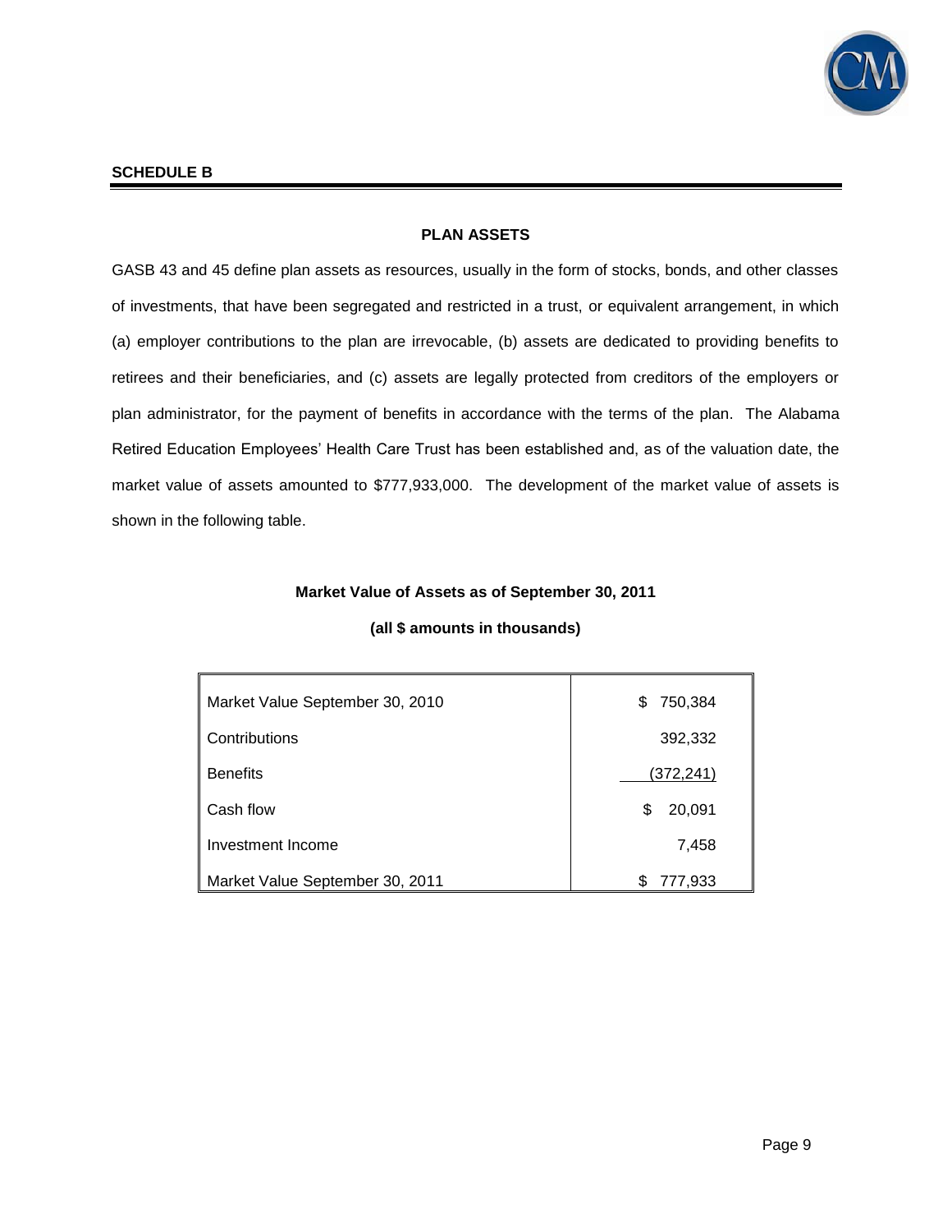**SCHEDULE B**

## PLAN ASSETS

GASB 43 and 45 define plan assets as resources, usually in the form of stocks, bonds, and other classes of investments, that have been segregated and restricted in a trust, or equivalent arrangement, in which (a) employer contributions to the plan are irrevocable, (b) assets are dedicated to providing benefits to retirees and their beneficiaries, and (c) assets are legally protected from creditors of the employers or plan administrator, for the payment of benefits in accordance with the terms of the plan. The Alabama Retired Education Employees' Health Care Trust has been established and, as of the valuation date, the market value of assets amounted to $777,933,000. The development of the market value of assets is shown in the following table.

**Market Value of Assets as of September 30, 2011**

**(all $ amounts in thousands)**

| | |
|---|---|
| Market Value September 30, 2010 | $ 750,384 |
| Contributions | 392,332 |
| Benefits | (372,241) |
| Cash flow | $ 20,091 |
| Investment Income | 7,458 |
| Market Value September 30, 2011 | $ 777,933 |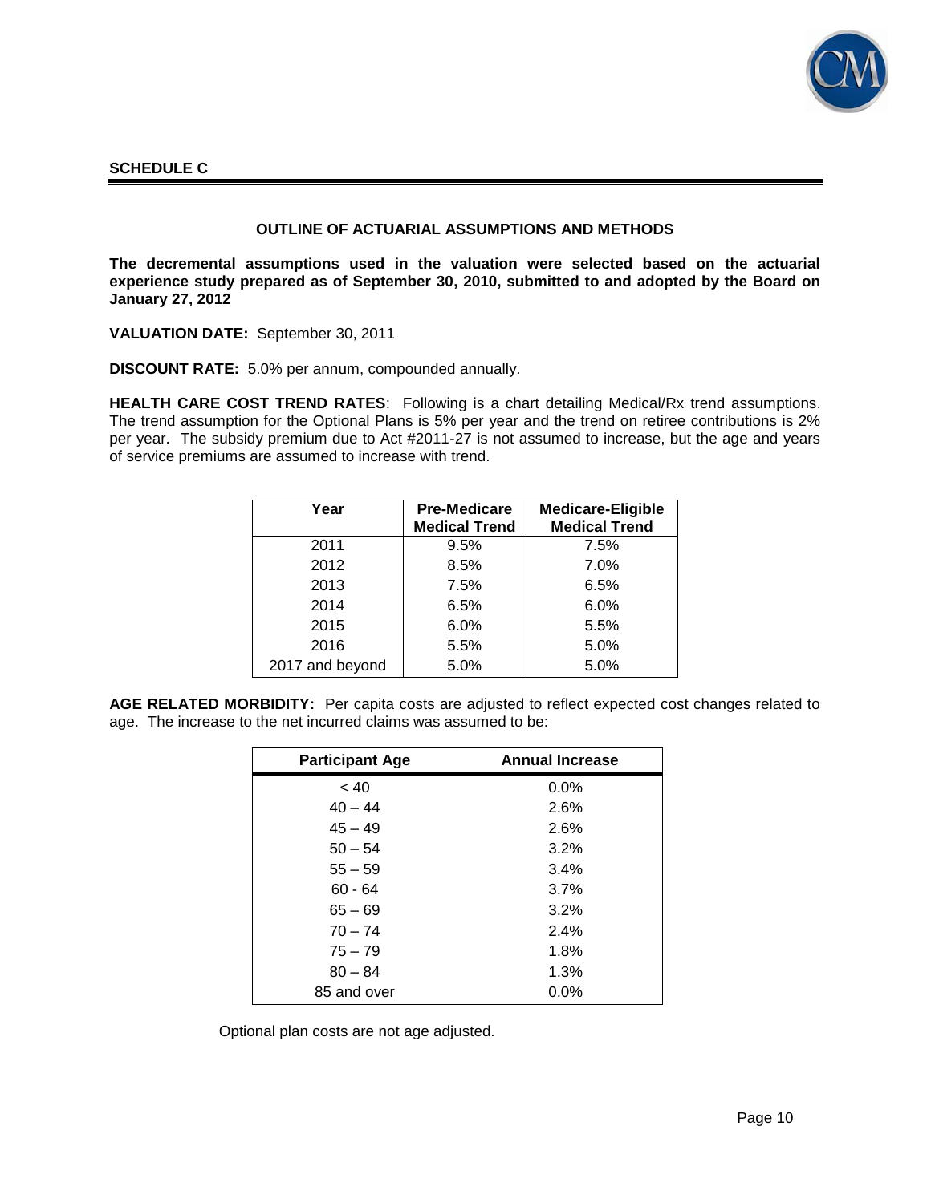**SCHEDULE C**

## OUTLINE OF ACTUARIAL ASSUMPTIONS AND METHODS

**The decremental assumptions used in the valuation were selected based on the actuarial experience study prepared as of September 30, 2010, submitted to and adopted by the Board on January 27, 2012**

**VALUATION DATE:** September 30, 2011

**DISCOUNT RATE:** 5.0% per annum, compounded annually.

**HEALTH CARE COST TREND RATES**: Following is a chart detailing Medical/Rx trend assumptions. The trend assumption for the Optional Plans is 5% per year and the trend on retiree contributions is 2% per year. The subsidy premium due to Act #2011-27 is not assumed to increase, but the age and years of service premiums are assumed to increase with trend.

| Year | Pre-Medicare Medical Trend | Medicare-Eligible Medical Trend |
|---|---|---|
| 2011 | 9.5% | 7.5% |
| 2012 | 8.5% | 7.0% |
| 2013 | 7.5% | 6.5% |
| 2014 | 6.5% | 6.0% |
| 2015 | 6.0% | 5.5% |
| 2016 | 5.5% | 5.0% |
| 2017 and beyond | 5.0% | 5.0% |

**AGE RELATED MORBIDITY:** Per capita costs are adjusted to reflect expected cost changes related to age. The increase to the net incurred claims was assumed to be:

| Participant Age | Annual Increase |
|---|---|
| < 40 | 0.0% |
| 40 – 44 | 2.6% |
| 45 – 49 | 2.6% |
| 50 – 54 | 3.2% |
| 55 – 59 | 3.4% |
| 60 - 64 | 3.7% |
| 65 – 69 | 3.2% |
| 70 – 74 | 2.4% |
| 75 – 79 | 1.8% |
| 80 – 84 | 1.3% |
| 85 and over | 0.0% |

Optional plan costs are not age adjusted.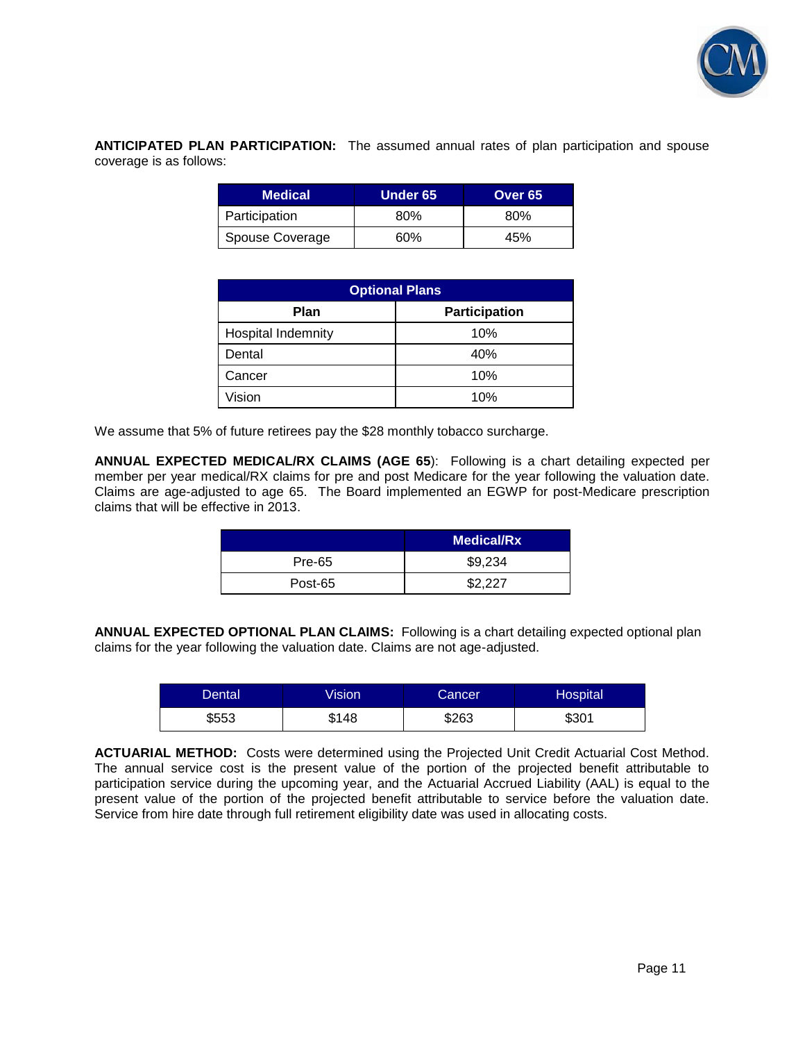**ANTICIPATED PLAN PARTICIPATION:** The assumed annual rates of plan participation and spouse coverage is as follows:

| Medical | Under 65 | Over 65 |
|---|---|---|
| Participation | 80% | 80% |
| Spouse Coverage | 60% | 45% |

| Optional Plans | |
|---|---|
| **Plan** | **Participation** |
| Hospital Indemnity | 10% |
| Dental | 40% |
| Cancer | 10% |
| Vision | 10% |

We assume that 5% of future retirees pay the $28 monthly tobacco surcharge.

**ANNUAL EXPECTED MEDICAL/RX CLAIMS (AGE 65)**: Following is a chart detailing expected per member per year medical/RX claims for pre and post Medicare for the year following the valuation date. Claims are age-adjusted to age 65. The Board implemented an EGWP for post-Medicare prescription claims that will be effective in 2013.

| | Medical/Rx |
|---|---|
| Pre-65 | $9,234 |
| Post-65 | $2,227 |

**ANNUAL EXPECTED OPTIONAL PLAN CLAIMS:** Following is a chart detailing expected optional plan claims for the year following the valuation date. Claims are not age-adjusted.

| Dental | Vision | Cancer | Hospital |
|---|---|---|---|
| $553 | $148 | $263 | $301 |

**ACTUARIAL METHOD:** Costs were determined using the Projected Unit Credit Actuarial Cost Method. The annual service cost is the present value of the portion of the projected benefit attributable to participation service during the upcoming year, and the Actuarial Accrued Liability (AAL) is equal to the present value of the portion of the projected benefit attributable to service before the valuation date. Service from hire date through full retirement eligibility date was used in allocating costs.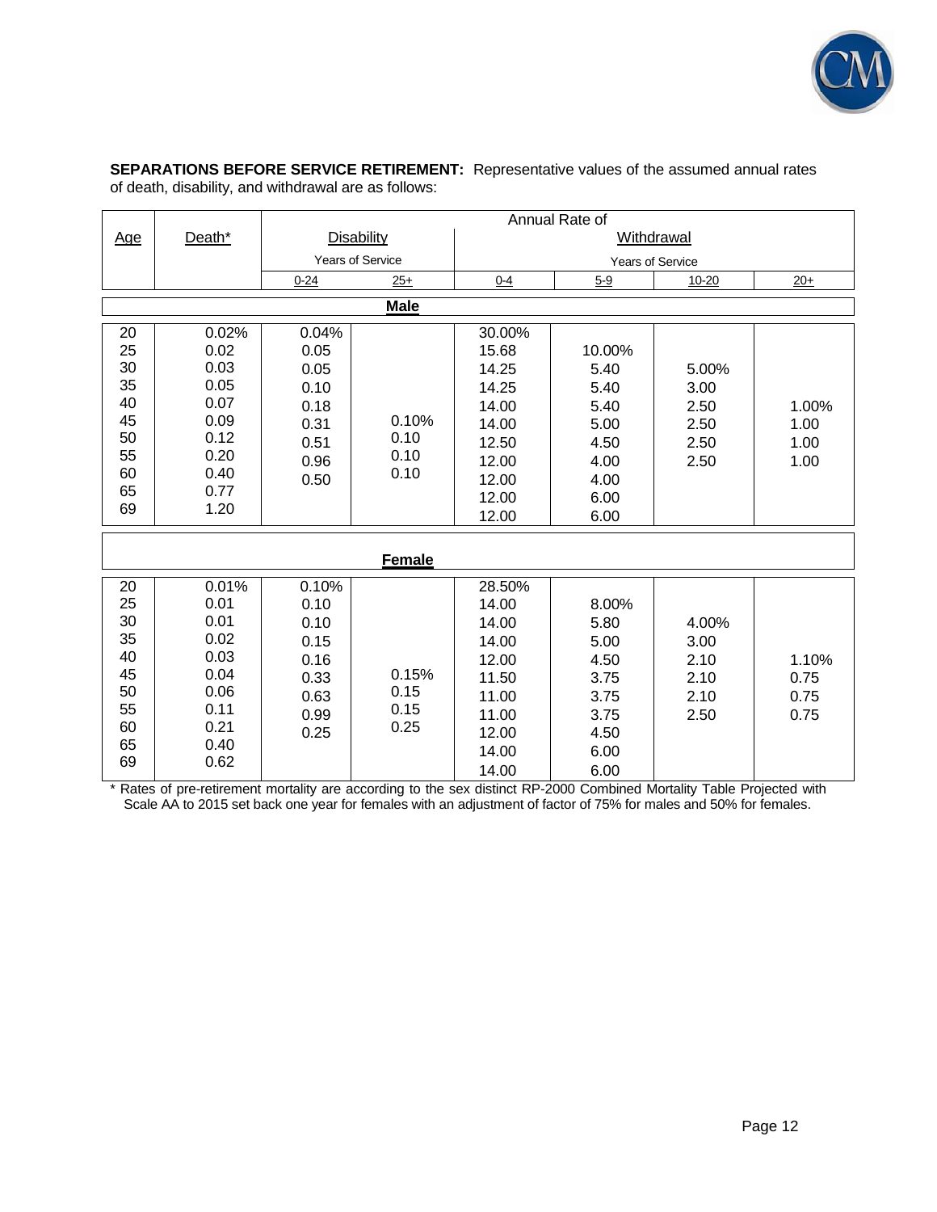**SEPARATIONS BEFORE SERVICE RETIREMENT:** Representative values of the assumed annual rates of death, disability, and withdrawal are as follows:

| Age | Death* | Annual Rate of Disability | | Annual Rate of Withdrawal | | | |
|---|---|---|---|---|---|---|---|
| | | Years of Service | | Years of Service | | | |
| | | 0-24 | 25+ | 0-4 | 5-9 | 10-20 | 20+ |
| **Male** | | | | | | | |
| 20 | 0.02% | 0.04% | | 30.00% | | | |
| 25 | 0.02 | 0.05 | | 15.68 | 10.00% | | |
| 30 | 0.03 | 0.05 | | 14.25 | 5.40 | 5.00% | |
| 35 | 0.05 | 0.10 | | 14.25 | 5.40 | 3.00 | |
| 40 | 0.07 | 0.18 | | 14.00 | 5.40 | 2.50 | 1.00% |
| 45 | 0.09 | 0.31 | 0.10% | 14.00 | 5.00 | 2.50 | 1.00 |
| 50 | 0.12 | 0.51 | 0.10 | 12.50 | 4.50 | 2.50 | 1.00 |
| 55 | 0.20 | 0.96 | 0.10 | 12.00 | 4.00 | 2.50 | 1.00 |
| 60 | 0.40 | 0.50 | 0.10 | 12.00 | 4.00 | | |
| 65 | 0.77 | | | 12.00 | 6.00 | | |
| 69 | 1.20 | | | 12.00 | 6.00 | | |
| **Female** | | | | | | | |
| 20 | 0.01% | 0.10% | | 28.50% | | | |
| 25 | 0.01 | 0.10 | | 14.00 | 8.00% | | |
| 30 | 0.01 | 0.10 | | 14.00 | 5.80 | 4.00% | |
| 35 | 0.02 | 0.15 | | 14.00 | 5.00 | 3.00 | |
| 40 | 0.03 | 0.16 | | 12.00 | 4.50 | 2.10 | 1.10% |
| 45 | 0.04 | 0.33 | 0.15% | 11.50 | 3.75 | 2.10 | 0.75 |
| 50 | 0.06 | 0.63 | 0.15 | 11.00 | 3.75 | 2.10 | 0.75 |
| 55 | 0.11 | 0.99 | 0.15 | 11.00 | 3.75 | 2.50 | 0.75 |
| 60 | 0.21 | 0.25 | 0.25 | 12.00 | 4.50 | | |
| 65 | 0.40 | | | 14.00 | 6.00 | | |
| 69 | 0.62 | | | 14.00 | 6.00 | | |

\* Rates of pre-retirement mortality are according to the sex distinct RP-2000 Combined Mortality Table Projected with Scale AA to 2015 set back one year for females with an adjustment of factor of 75% for males and 50% for females.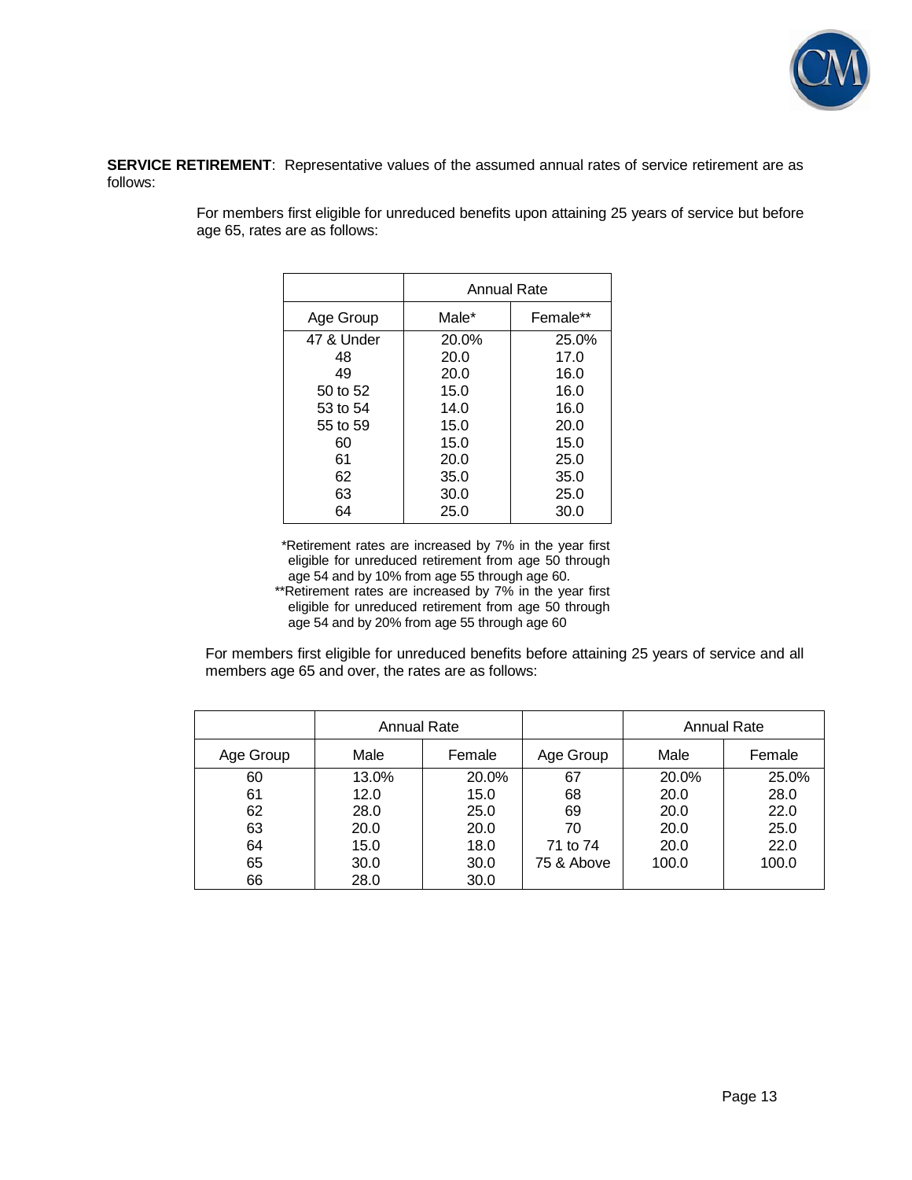**SERVICE RETIREMENT**: Representative values of the assumed annual rates of service retirement are as follows:

For members first eligible for unreduced benefits upon attaining 25 years of service but before age 65, rates are as follows:

| | Annual Rate | |
|---|---|---|
| Age Group | Male* | Female** |
| 47 & Under | 20.0% | 25.0% |
| 48 | 20.0 | 17.0 |
| 49 | 20.0 | 16.0 |
| 50 to 52 | 15.0 | 16.0 |
| 53 to 54 | 14.0 | 16.0 |
| 55 to 59 | 15.0 | 20.0 |
| 60 | 15.0 | 15.0 |
| 61 | 20.0 | 25.0 |
| 62 | 35.0 | 35.0 |
| 63 | 30.0 | 25.0 |
| 64 | 25.0 | 30.0 |

*Retirement rates are increased by 7% in the year first eligible for unreduced retirement from age 50 through age 54 and by 10% from age 55 through age 60.

**Retirement rates are increased by 7% in the year first eligible for unreduced retirement from age 50 through age 54 and by 20% from age 55 through age 60

For members first eligible for unreduced benefits before attaining 25 years of service and all members age 65 and over, the rates are as follows:

| | Annual Rate | | | Annual Rate | |
|---|---|---|---|---|---|
| Age Group | Male | Female | Age Group | Male | Female |
| 60 | 13.0% | 20.0% | 67 | 20.0% | 25.0% |
| 61 | 12.0 | 15.0 | 68 | 20.0 | 28.0 |
| 62 | 28.0 | 25.0 | 69 | 20.0 | 22.0 |
| 63 | 20.0 | 20.0 | 70 | 20.0 | 25.0 |
| 64 | 15.0 | 18.0 | 71 to 74 | 20.0 | 22.0 |
| 65 | 30.0 | 30.0 | 75 & Above | 100.0 | 100.0 |
| 66 | 28.0 | 30.0 | | | |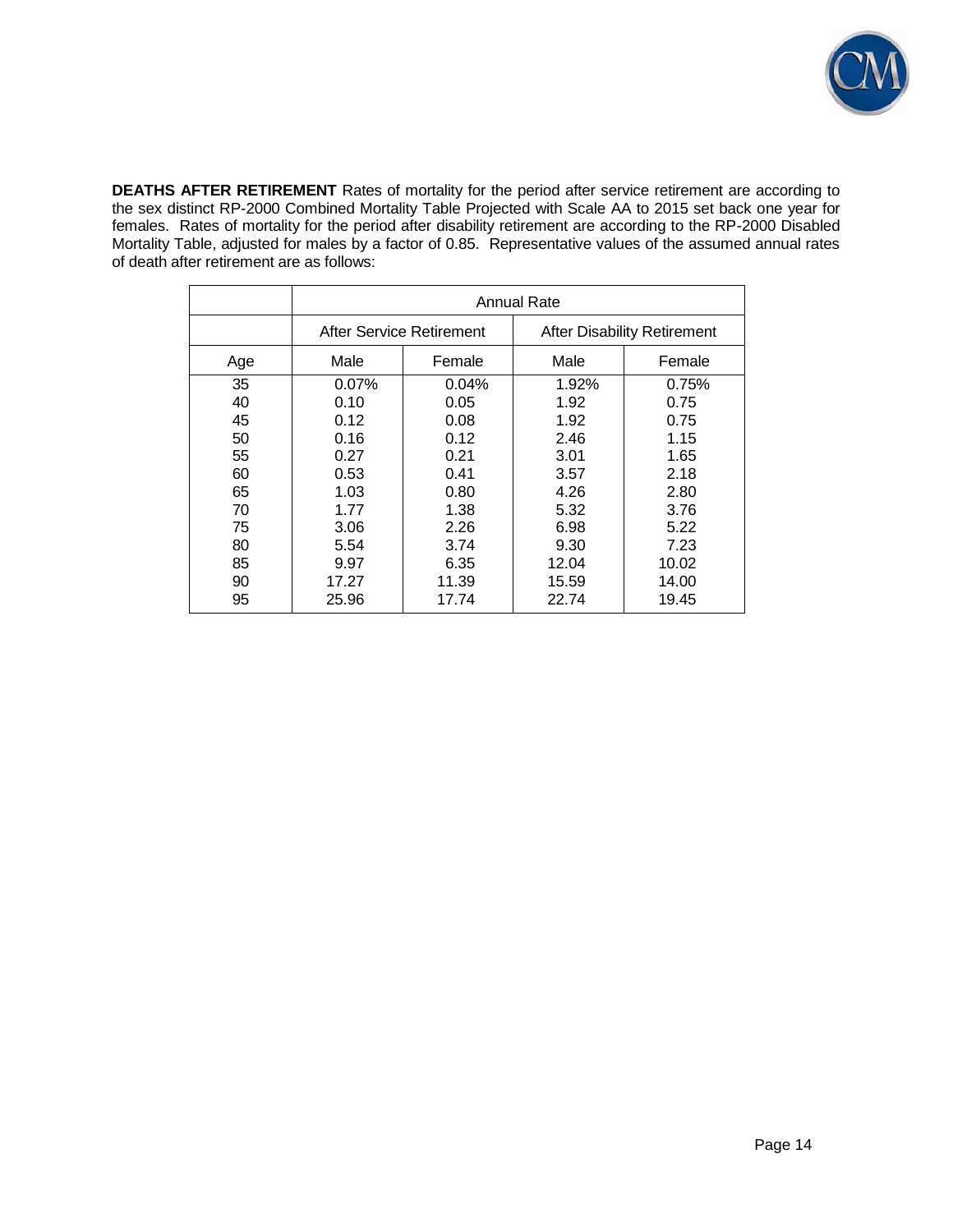**DEATHS AFTER RETIREMENT** Rates of mortality for the period after service retirement are according to the sex distinct RP-2000 Combined Mortality Table Projected with Scale AA to 2015 set back one year for females. Rates of mortality for the period after disability retirement are according to the RP-2000 Disabled Mortality Table, adjusted for males by a factor of 0.85. Representative values of the assumed annual rates of death after retirement are as follows:

| | Annual Rate | | | |
|---|---|---|---|---|
| | After Service Retirement | | After Disability Retirement | |
| Age | Male | Female | Male | Female |
| 35 | 0.07% | 0.04% | 1.92% | 0.75% |
| 40 | 0.10 | 0.05 | 1.92 | 0.75 |
| 45 | 0.12 | 0.08 | 1.92 | 0.75 |
| 50 | 0.16 | 0.12 | 2.46 | 1.15 |
| 55 | 0.27 | 0.21 | 3.01 | 1.65 |
| 60 | 0.53 | 0.41 | 3.57 | 2.18 |
| 65 | 1.03 | 0.80 | 4.26 | 2.80 |
| 70 | 1.77 | 1.38 | 5.32 | 3.76 |
| 75 | 3.06 | 2.26 | 6.98 | 5.22 |
| 80 | 5.54 | 3.74 | 9.30 | 7.23 |
| 85 | 9.97 | 6.35 | 12.04 | 10.02 |
| 90 | 17.27 | 11.39 | 15.59 | 14.00 |
| 95 | 25.96 | 17.74 | 22.74 | 19.45 |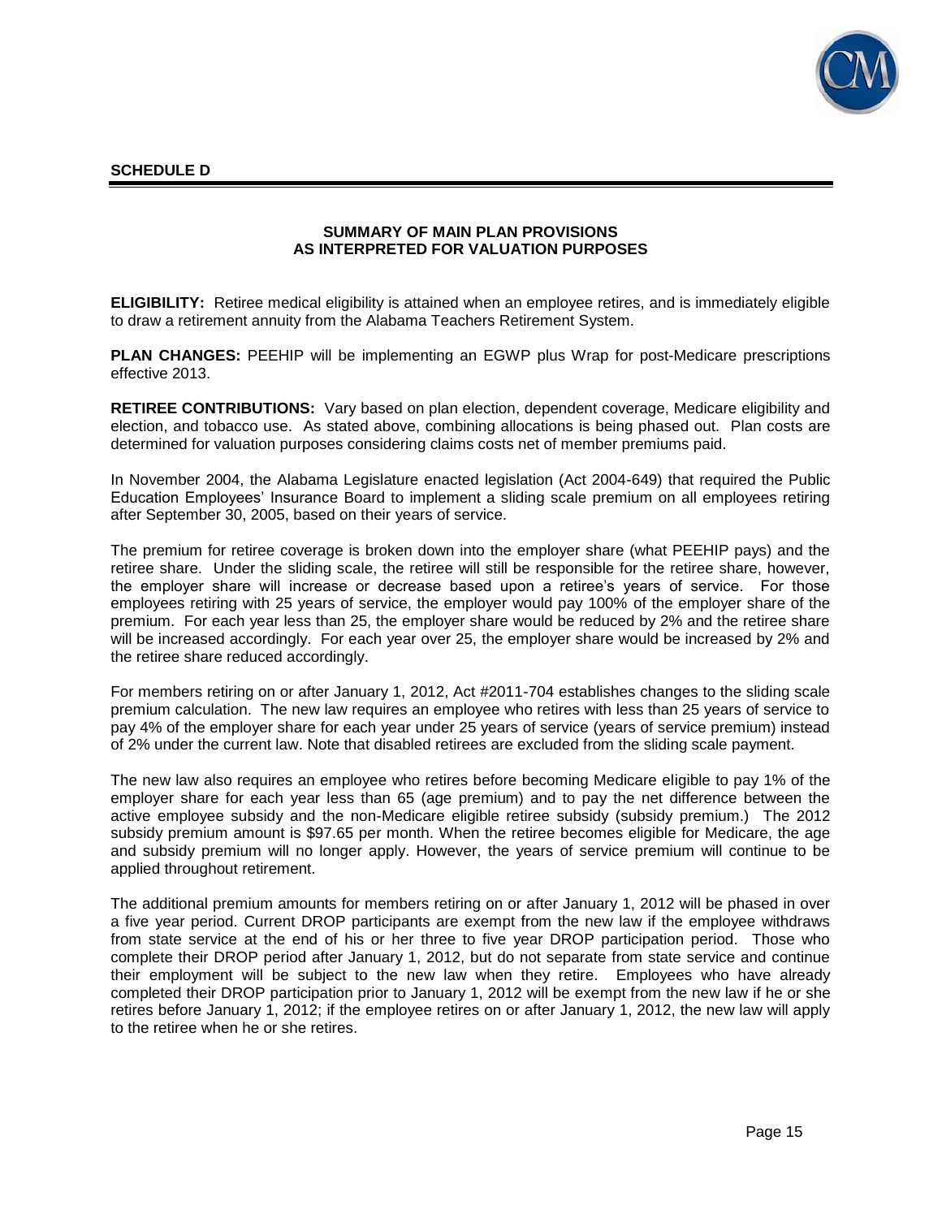**SCHEDULE D**

---

**SUMMARY OF MAIN PLAN PROVISIONS**
**AS INTERPRETED FOR VALUATION PURPOSES**

**ELIGIBILITY:** Retiree medical eligibility is attained when an employee retires, and is immediately eligible to draw a retirement annuity from the Alabama Teachers Retirement System.

**PLAN CHANGES:** PEEHIP will be implementing an EGWP plus Wrap for post-Medicare prescriptions effective 2013.

**RETIREE CONTRIBUTIONS:** Vary based on plan election, dependent coverage, Medicare eligibility and election, and tobacco use. As stated above, combining allocations is being phased out. Plan costs are determined for valuation purposes considering claims costs net of member premiums paid.

In November 2004, the Alabama Legislature enacted legislation (Act 2004-649) that required the Public Education Employees' Insurance Board to implement a sliding scale premium on all employees retiring after September 30, 2005, based on their years of service.

The premium for retiree coverage is broken down into the employer share (what PEEHIP pays) and the retiree share. Under the sliding scale, the retiree will still be responsible for the retiree share, however, the employer share will increase or decrease based upon a retiree's years of service. For those employees retiring with 25 years of service, the employer would pay 100% of the employer share of the premium. For each year less than 25, the employer share would be reduced by 2% and the retiree share will be increased accordingly. For each year over 25, the employer share would be increased by 2% and the retiree share reduced accordingly.

For members retiring on or after January 1, 2012, Act #2011-704 establishes changes to the sliding scale premium calculation. The new law requires an employee who retires with less than 25 years of service to pay 4% of the employer share for each year under 25 years of service (years of service premium) instead of 2% under the current law. Note that disabled retirees are excluded from the sliding scale payment.

The new law also requires an employee who retires before becoming Medicare eligible to pay 1% of the employer share for each year less than 65 (age premium) and to pay the net difference between the active employee subsidy and the non-Medicare eligible retiree subsidy (subsidy premium.) The 2012 subsidy premium amount is $97.65 per month. When the retiree becomes eligible for Medicare, the age and subsidy premium will no longer apply. However, the years of service premium will continue to be applied throughout retirement.

The additional premium amounts for members retiring on or after January 1, 2012 will be phased in over a five year period. Current DROP participants are exempt from the new law if the employee withdraws from state service at the end of his or her three to five year DROP participation period. Those who complete their DROP period after January 1, 2012, but do not separate from state service and continue their employment will be subject to the new law when they retire. Employees who have already completed their DROP participation prior to January 1, 2012 will be exempt from the new law if he or she retires before January 1, 2012; if the employee retires on or after January 1, 2012, the new law will apply to the retiree when he or she retires.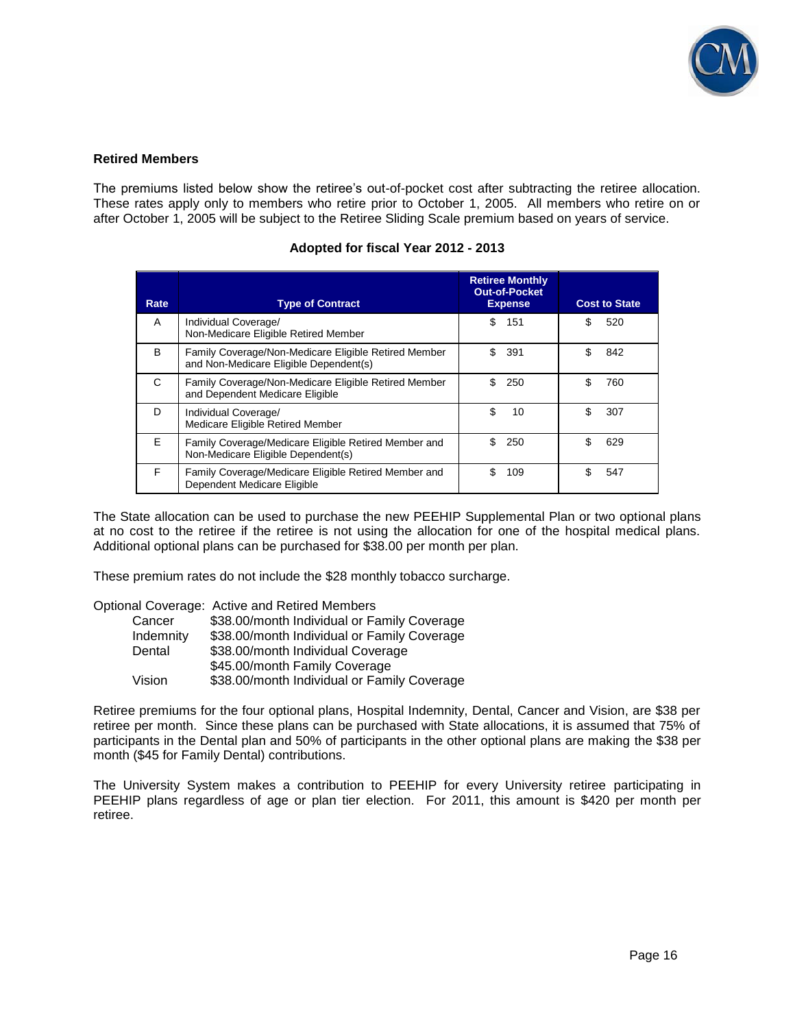### Retired Members

The premiums listed below show the retiree's out-of-pocket cost after subtracting the retiree allocation. These rates apply only to members who retire prior to October 1, 2005. All members who retire on or after October 1, 2005 will be subject to the Retiree Sliding Scale premium based on years of service.

**Adopted for fiscal Year 2012 - 2013**

| Rate | Type of Contract | Retiree Monthly Out-of-Pocket Expense | Cost to State |
|---|---|---|---|
| A | Individual Coverage/ Non-Medicare Eligible Retired Member | $ 151 | $ 520 |
| B | Family Coverage/Non-Medicare Eligible Retired Member and Non-Medicare Eligible Dependent(s) | $ 391 | $ 842 |
| C | Family Coverage/Non-Medicare Eligible Retired Member and Dependent Medicare Eligible | $ 250 | $ 760 |
| D | Individual Coverage/ Medicare Eligible Retired Member | $ 10 | $ 307 |
| E | Family Coverage/Medicare Eligible Retired Member and Non-Medicare Eligible Dependent(s) | $ 250 | $ 629 |
| F | Family Coverage/Medicare Eligible Retired Member and Dependent Medicare Eligible | $ 109 | $ 547 |

The State allocation can be used to purchase the new PEEHIP Supplemental Plan or two optional plans at no cost to the retiree if the retiree is not using the allocation for one of the hospital medical plans. Additional optional plans can be purchased for $38.00 per month per plan.

These premium rates do not include the $28 monthly tobacco surcharge.

Optional Coverage: Active and Retired Members

| | |
|---|---|
| Cancer | $38.00/month Individual or Family Coverage |
| Indemnity | $38.00/month Individual or Family Coverage |
| Dental | $38.00/month Individual Coverage |
| | $45.00/month Family Coverage |
| Vision | $38.00/month Individual or Family Coverage |

Retiree premiums for the four optional plans, Hospital Indemnity, Dental, Cancer and Vision, are $38 per retiree per month. Since these plans can be purchased with State allocations, it is assumed that 75% of participants in the Dental plan and 50% of participants in the other optional plans are making the $38 per month ($45 for Family Dental) contributions.

The University System makes a contribution to PEEHIP for every University retiree participating in PEEHIP plans regardless of age or plan tier election. For 2011, this amount is $420 per month per retiree.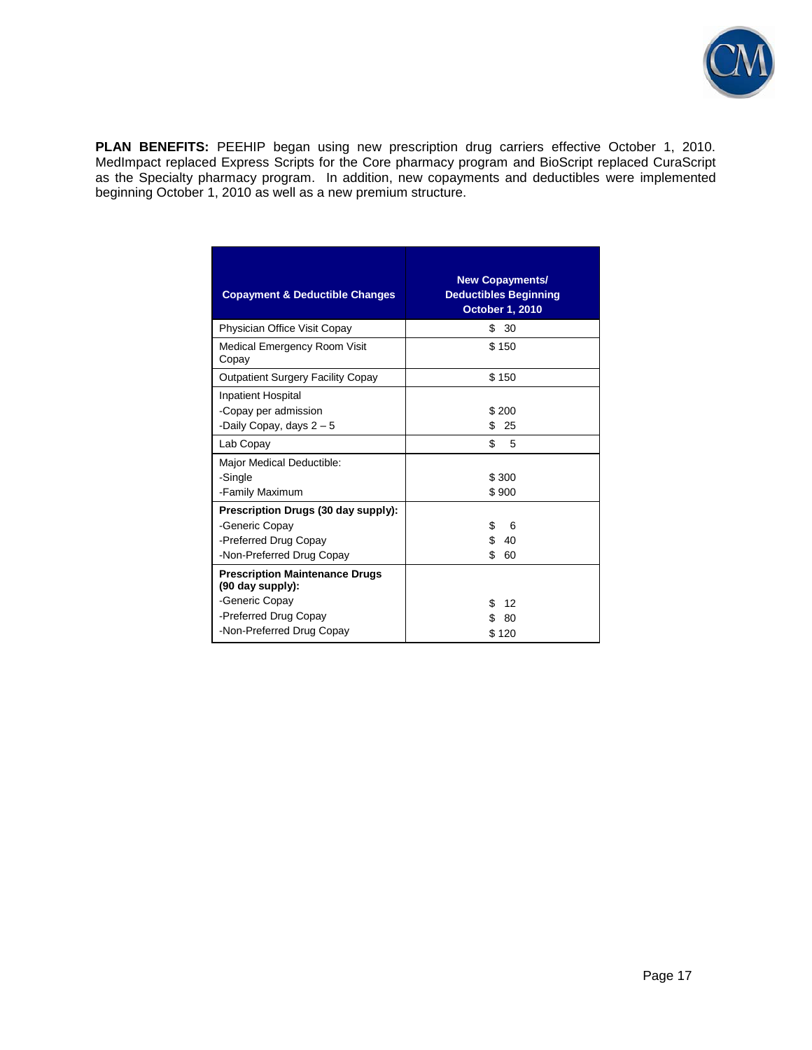**PLAN BENEFITS:** PEEHIP began using new prescription drug carriers effective October 1, 2010. MedImpact replaced Express Scripts for the Core pharmacy program and BioScript replaced CuraScript as the Specialty pharmacy program. In addition, new copayments and deductibles were implemented beginning October 1, 2010 as well as a new premium structure.

| Copayment & Deductible Changes | New Copayments/ Deductibles Beginning October 1, 2010 |
|---|---|
| Physician Office Visit Copay | $ 30 |
| Medical Emergency Room Visit Copay | $ 150 |
| Outpatient Surgery Facility Copay | $ 150 |
| Inpatient Hospital | |
| -Copay per admission | $ 200 |
| -Daily Copay, days 2 – 5 | $ 25 |
| Lab Copay | $ 5 |
| Major Medical Deductible: | |
| -Single | $ 300 |
| -Family Maximum | $ 900 |
| **Prescription Drugs (30 day supply):** | |
| -Generic Copay | $ 6 |
| -Preferred Drug Copay | $ 40 |
| -Non-Preferred Drug Copay | $ 60 |
| **Prescription Maintenance Drugs (90 day supply):** | |
| -Generic Copay | $ 12 |
| -Preferred Drug Copay | $ 80 |
| -Non-Preferred Drug Copay | $ 120 |